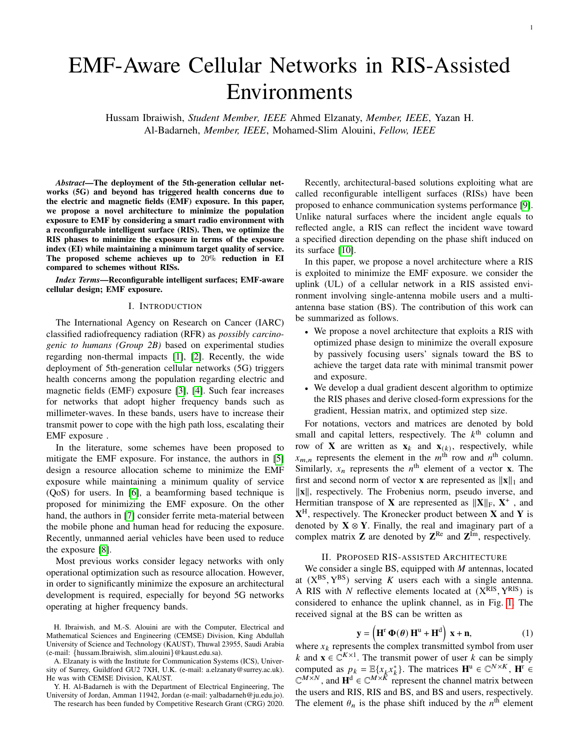# EMF-Aware Cellular Networks in RIS-Assisted Environments

Hussam Ibraiwish, *Student Member, IEEE* Ahmed Elzanaty, *Member, IEEE*, Yazan H. Al-Badarneh, *Member, IEEE*, Mohamed-Slim Alouini, *Fellow, IEEE*

***Abstract*—The deployment of the 5th-generation cellular networks (5G) and beyond has triggered health concerns due to the electric and magnetic fields (EMF) exposure. In this paper, we propose a novel architecture to minimize the population exposure to EMF by considering a smart radio environment with a reconfigurable intelligent surface (RIS). Then, we optimize the RIS phases to minimize the exposure in terms of the exposure index (EI) while maintaining a minimum target quality of service. The proposed scheme achieves up to 20% reduction in EI compared to schemes without RISs.**

***Index Terms*—Reconfigurable intelligent surfaces; EMF-aware cellular design; EMF exposure.**

## I. Introduction

The International Agency on Research on Cancer (IARC) classified radiofrequency radiation (RFR) as *possibly carcinogenic to humans (Group 2B)* based on experimental studies regarding non-thermal impacts [1], [2]. Recently, the wide deployment of 5th-generation cellular networks (5G) triggers health concerns among the population regarding electric and magnetic fields (EMF) exposure [3], [4]. Such fear increases for networks that adopt higher frequency bands such as millimeter-waves. In these bands, users have to increase their transmit power to cope with the high path loss, escalating their EMF exposure .

In the literature, some schemes have been proposed to mitigate the EMF exposure. For instance, the authors in [5] design a resource allocation scheme to minimize the EMF exposure while maintaining a minimum quality of service (QoS) for users. In [6], a beamforming based technique is proposed for minimizing the EMF exposure. On the other hand, the authors in [7] consider ferrite meta-material between the mobile phone and human head for reducing the exposure. Recently, unmanned aerial vehicles have been used to reduce the exposure [8].

Most previous works consider legacy networks with only operational optimization such as resource allocation. However, in order to significantly minimize the exposure an architectural development is required, especially for beyond 5G networks operating at higher frequency bands.

H. Ibraiwish, and M.-S. Alouini are with the Computer, Electrical and Mathematical Sciences and Engineering (CEMSE) Division, King Abdullah University of Science and Technology (KAUST), Thuwal 23955, Saudi Arabia (e-mail: {hussam.Ibraiwish, slim.alouini}@kaust.edu.sa).

A. Elzanaty is with the Institute for Communication Systems (ICS), University of Surrey, Guildford GU2 7XH, U.K. (e-mail: a.elzanaty@surrey.ac.uk). He was with CEMSE Division, KAUST.

Y. H. Al-Badarneh is with the Department of Electrical Engineering, The University of Jordan, Amman 11942, Jordan (e-mail: yalbadarneh@ju.edu.jo).

The research has been funded by Competitive Research Grant (CRG) 2020.

Recently, architectural-based solutions exploiting what are called reconfigurable intelligent surfaces (RISs) have been proposed to enhance communication systems performance [9]. Unlike natural surfaces where the incident angle equals to reflected angle, a RIS can reflect the incident wave toward a specified direction depending on the phase shift induced on its surface [10].

In this paper, we propose a novel architecture where a RIS is exploited to minimize the EMF exposure. we consider the uplink (UL) of a cellular network in a RIS assisted environment involving single-antenna mobile users and a multi-antenna base station (BS). The contribution of this work can be summarized as follows.

- We propose a novel architecture that exploits a RIS with optimized phase design to minimize the overall exposure by passively focusing users' signals toward the BS to achieve the target data rate with minimal transmit power and exposure.
- We develop a dual gradient descent algorithm to optimize the RIS phases and derive closed-form expressions for the gradient, Hessian matrix, and optimized step size.

For notations, vectors and matrices are denoted by bold small and capital letters, respectively. The $k^{\text{th}}$ column and row of $\mathbf{X}$ are written as $\mathbf{x}_k$ and $\mathbf{x}_{(k)}$, respectively, while $x_{m,n}$ represents the element in the $m^{\text{th}}$ row and $n^{\text{th}}$ column. Similarly, $x_n$ represents the $n^{\text{th}}$ element of a vector $\mathbf{x}$. The first and second norm of vector $\mathbf{x}$ are represented as $\|\mathbf{x}\|_1$ and $\|\mathbf{x}\|$, respectively. The Frobenius norm, pseudo inverse, and Hermitian transpose of $\mathbf{X}$ are represented as $\|\mathbf{X}\|_{\text{F}}$, $\mathbf{X}^{+}$ , and $\mathbf{X}^{\text{H}}$, respectively. The Kronecker product between $\mathbf{X}$ and $\mathbf{Y}$ is denoted by $\mathbf{X} \otimes \mathbf{Y}$. Finally, the real and imaginary part of a complex matrix $\mathbf{Z}$ are denoted by $\mathbf{Z}^{\text{Re}}$ and $\mathbf{Z}^{\text{Im}}$, respectively.

## II. Proposed RIS-assisted Architecture

We consider a single BS, equipped with $M$ antennas, located at $(\text{X}^{\text{BS}}, \text{Y}^{\text{BS}})$ serving $K$ users each with a single antenna. A RIS with $N$ reflective elements located at $(\text{X}^{\text{RIS}}, \text{Y}^{\text{RIS}})$ is considered to enhance the uplink channel, as in Fig. 1. The received signal at the BS can be written as

$$\mathbf{y} = \left(\mathbf{H}^{\text{r}}\, \mathbf{\Phi}(\boldsymbol{\theta})\, \mathbf{H}^{\text{u}} + \mathbf{H}^{\text{d}}\right)\, \mathbf{x} + \mathbf{n}, \tag{1}$$

where $x_k$ represents the complex transmitted symbol from user $k$ and $\mathbf{x} \in \mathbb{C}^{K\times 1}$. The transmit power of user $k$ can be simply computed as $p_k = \mathbb{E}\{x_k x_k^*\}$. The matrices $\mathbf{H}^{\text{u}} \in \mathbb{C}^{N\times K}$, $\mathbf{H}^{\text{r}} \in \mathbb{C}^{M\times N}$, and $\mathbf{H}^{\text{d}} \in \mathbb{C}^{M\times K}$ represent the channel matrix between the users and RIS, RIS and BS, and BS and users, respectively. The element $\theta_n$ is the phase shift induced by the $n^{\text{th}}$ element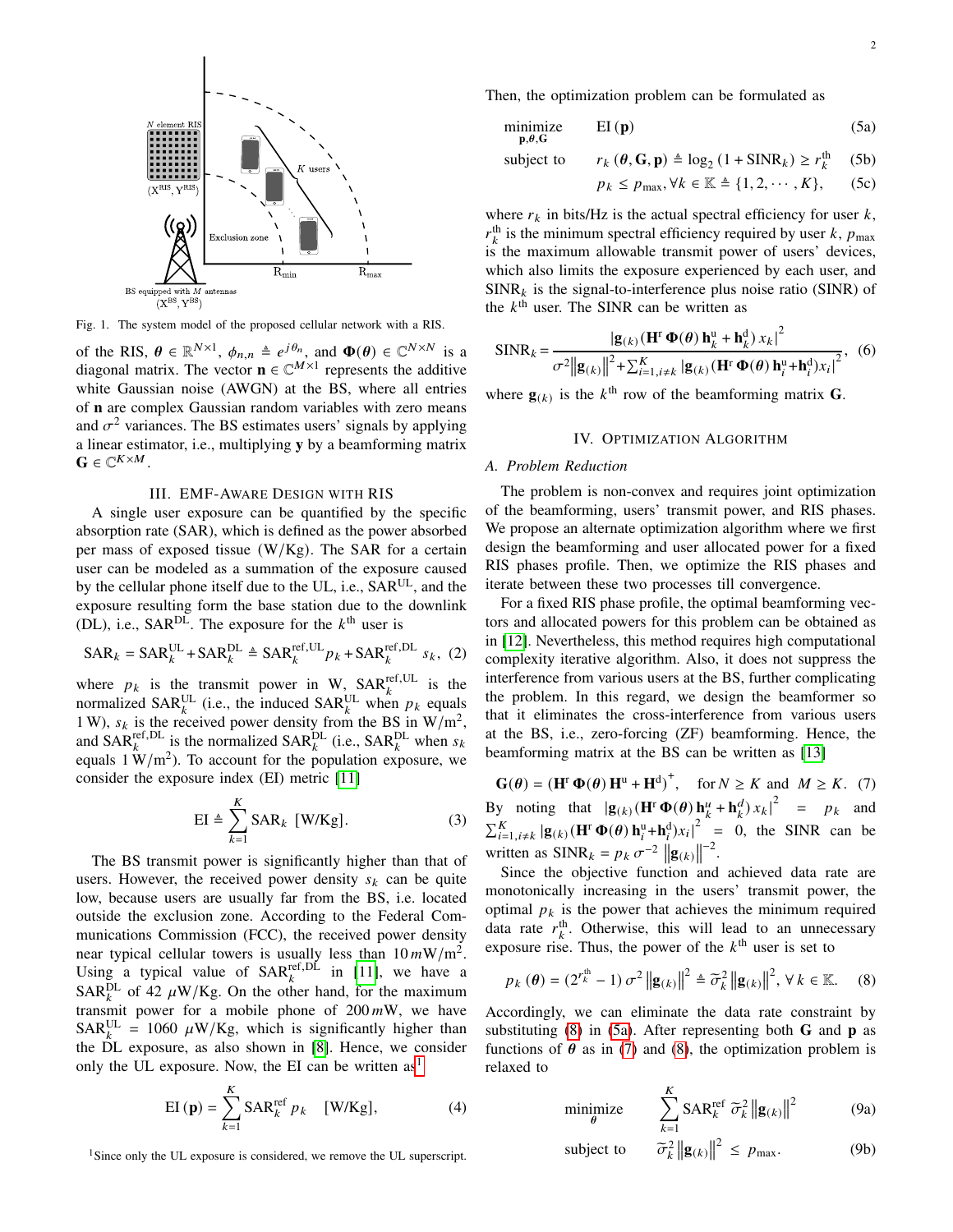Fig. 1. The system model of the proposed cellular network with a RIS.

of the RIS, $\boldsymbol{\theta} \in \mathbb{R}^{N\times 1}$, $\phi_{n,n} \triangleq e^{j\theta_n}$, and $\boldsymbol{\Phi}(\boldsymbol{\theta}) \in \mathbb{C}^{N\times N}$ is a diagonal matrix. The vector $\mathbf{n} \in \mathbb{C}^{M\times 1}$ represents the additive white Gaussian noise (AWGN) at the BS, where all entries of $\mathbf{n}$ are complex Gaussian random variables with zero means and $\sigma^2$ variances. The BS estimates users' signals by applying a linear estimator, i.e., multiplying $\mathbf{y}$ by a beamforming matrix $\mathbf{G} \in \mathbb{C}^{K\times M}$.

## III. EMF-Aware Design with RIS

A single user exposure can be quantified by the specific absorption rate (SAR), which is defined as the power absorbed per mass of exposed tissue (W/Kg). The SAR for a certain user can be modeled as a summation of the exposure caused by the cellular phone itself due to the UL, i.e., $\text{SAR}^{\text{UL}}$, and the exposure resulting form the base station due to the downlink (DL), i.e., $\text{SAR}^{\text{DL}}$. The exposure for the $k^{\text{th}}$ user is

$$\text{SAR}_k = \text{SAR}_k^{\text{UL}} + \text{SAR}_k^{\text{DL}} \triangleq \text{SAR}_k^{\text{ref,UL}} p_k + \text{SAR}_k^{\text{ref,DL}}\, s_k, \quad (2)$$

where $p_k$ is the transmit power in W, $\text{SAR}_k^{\text{ref,UL}}$ is the normalized $\text{SAR}_k^{\text{UL}}$ (i.e., the induced $\text{SAR}_k^{\text{UL}}$ when $p_k$ equals 1 W), $s_k$ is the received power density from the BS in W/m$^2$, and $\text{SAR}_k^{\text{ref,DL}}$ is the normalized $\text{SAR}_k^{\text{DL}}$ (i.e., $\text{SAR}_k^{\text{DL}}$ when $s_k$ equals 1 W/m$^2$). To account for the population exposure, we consider the exposure index (EI) metric [11]

$$\text{EI} \triangleq \sum_{k=1}^{K} \text{SAR}_k \;\; [\text{W/Kg}]. \quad (3)$$

The BS transmit power is significantly higher than that of users. However, the received power density $s_k$ can be quite low, because users are usually far from the BS, i.e. located outside the exclusion zone. According to the Federal Communications Commission (FCC), the received power density near typical cellular towers is usually less than 10 $m$W/m$^2$. Using a typical value of $\text{SAR}_k^{\text{ref,DL}}$ in [11], we have a $\text{SAR}_k^{\text{DL}}$ of 42 $\mu$W/Kg. On the other hand, for the maximum transmit power for a mobile phone of 200 $m$W, we have $\text{SAR}_k^{\text{UL}} = 1060$ $\mu$W/Kg, which is significantly higher than the DL exposure, as also shown in [8]. Hence, we consider only the UL exposure. Now, the EI can be written as[1]

$$\text{EI}(\mathbf{p}) = \sum_{k=1}^{K} \text{SAR}_k^{\text{ref}}\, p_k \quad [\text{W/Kg}], \quad (4)$$

[1]Since only the UL exposure is considered, we remove the UL superscript.

Then, the optimization problem can be formulated as

$$\begin{aligned} \underset{\mathbf{p},\boldsymbol{\theta},\mathbf{G}}{\text{minimize}} \quad & \text{EI}(\mathbf{p}) & (5a)\\ \text{subject to} \quad & r_k(\boldsymbol{\theta},\mathbf{G},\mathbf{p}) \triangleq \log_2(1+\text{SINR}_k) \geq r_k^{\text{th}} & (5b)\\ & p_k \leq p_{\max}, \forall k \in \mathbb{K} \triangleq \{1,2,\cdots,K\}, & (5c) \end{aligned}$$

where $r_k$ in bits/Hz is the actual spectral efficiency for user $k$, $r_k^{\text{th}}$ is the minimum spectral efficiency required by user $k$, $p_{\max}$ is the maximum allowable transmit power of users' devices, which also limits the exposure experienced by each user, and $\text{SINR}_k$ is the signal-to-interference plus noise ratio (SINR) of the $k^{\text{th}}$ user. The SINR can be written as

$$\text{SINR}_k = \frac{\left|\mathbf{g}_{(k)}\left(\mathbf{H}^{\text{r}}\,\boldsymbol{\Phi}(\boldsymbol{\theta})\,\mathbf{h}_k^{\text{u}} + \mathbf{h}_k^{\text{d}}\right) x_k\right|^2}{\sigma^2\left\|\mathbf{g}_{(k)}\right\|^2 + \sum_{i=1,i\neq k}^{K}\left|\mathbf{g}_{(k)}\left(\mathbf{H}^{\text{r}}\,\boldsymbol{\Phi}(\boldsymbol{\theta})\,\mathbf{h}_i^{\text{u}} + \mathbf{h}_i^{\text{d}}\right) x_i\right|^2}, \quad (6)$$

where $\mathbf{g}_{(k)}$ is the $k^{\text{th}}$ row of the beamforming matrix $\mathbf{G}$.

## IV. Optimization Algorithm

### A. Problem Reduction

The problem is non-convex and requires joint optimization of the beamforming, users' transmit power, and RIS phases. We propose an alternate optimization algorithm where we first design the beamforming and user allocated power for a fixed RIS phases profile. Then, we optimize the RIS phases and iterate between these two processes till convergence.

For a fixed RIS phase profile, the optimal beamforming vectors and allocated powers for this problem can be obtained as in [12]. Nevertheless, this method requires high computational complexity iterative algorithm. Also, it does not suppress the interference from various users at the BS, further complicating the problem. In this regard, we design the beamformer so that it eliminates the cross-interference from various users at the BS, i.e., zero-forcing (ZF) beamforming. Hence, the beamforming matrix at the BS can be written as [13]

$$\mathbf{G}(\boldsymbol{\theta}) = \left(\mathbf{H}^{\text{r}}\,\boldsymbol{\Phi}(\boldsymbol{\theta})\,\mathbf{H}^{\text{u}} + \mathbf{H}^{\text{d}}\right)^{+}, \quad \text{for } N \geq K \text{ and } M \geq K. \quad (7)$$

By noting that $\left|\mathbf{g}_{(k)}\left(\mathbf{H}^{\text{r}}\,\boldsymbol{\Phi}(\boldsymbol{\theta})\,\mathbf{h}_k^{u} + \mathbf{h}_k^{d}\right) x_k\right|^2 = p_k$ and $\sum_{i=1,i\neq k}^{K}\left|\mathbf{g}_{(k)}\left(\mathbf{H}^{\text{r}}\,\boldsymbol{\Phi}(\boldsymbol{\theta})\,\mathbf{h}_i^{\text{u}} + \mathbf{h}_i^{\text{d}}\right) x_i\right|^2 = 0$, the SINR can be written as $\text{SINR}_k = p_k\,\sigma^{-2}\left\|\mathbf{g}_{(k)}\right\|^{-2}$.

Since the objective function and achieved data rate are monotonically increasing in the users' transmit power, the optimal $p_k$ is the power that achieves the minimum required data rate $r_k^{\text{th}}$. Otherwise, this will lead to an unnecessary exposure rise. Thus, the power of the $k^{\text{th}}$ user is set to

$$p_k(\boldsymbol{\theta}) = \left(2^{r_k^{\text{th}}} - 1\right)\sigma^2\left\|\mathbf{g}_{(k)}\right\|^2 \triangleq \widetilde{\sigma}_k^2\left\|\mathbf{g}_{(k)}\right\|^2, \forall k \in \mathbb{K}. \quad (8)$$

Accordingly, we can eliminate the data rate constraint by substituting (8) in (5a). After representing both $\mathbf{G}$ and $\mathbf{p}$ as functions of $\boldsymbol{\theta}$ as in (7) and (8), the optimization problem is relaxed to

$$\begin{aligned} \underset{\boldsymbol{\theta}}{\text{minimize}} \quad & \sum_{k=1}^{K} \text{SAR}_k^{\text{ref}}\, \widetilde{\sigma}_k^2\left\|\mathbf{g}_{(k)}\right\|^2 & (9a)\\ \text{subject to} \quad & \widetilde{\sigma}_k^2\left\|\mathbf{g}_{(k)}\right\|^2 \leq p_{\max}. & (9b) \end{aligned}$$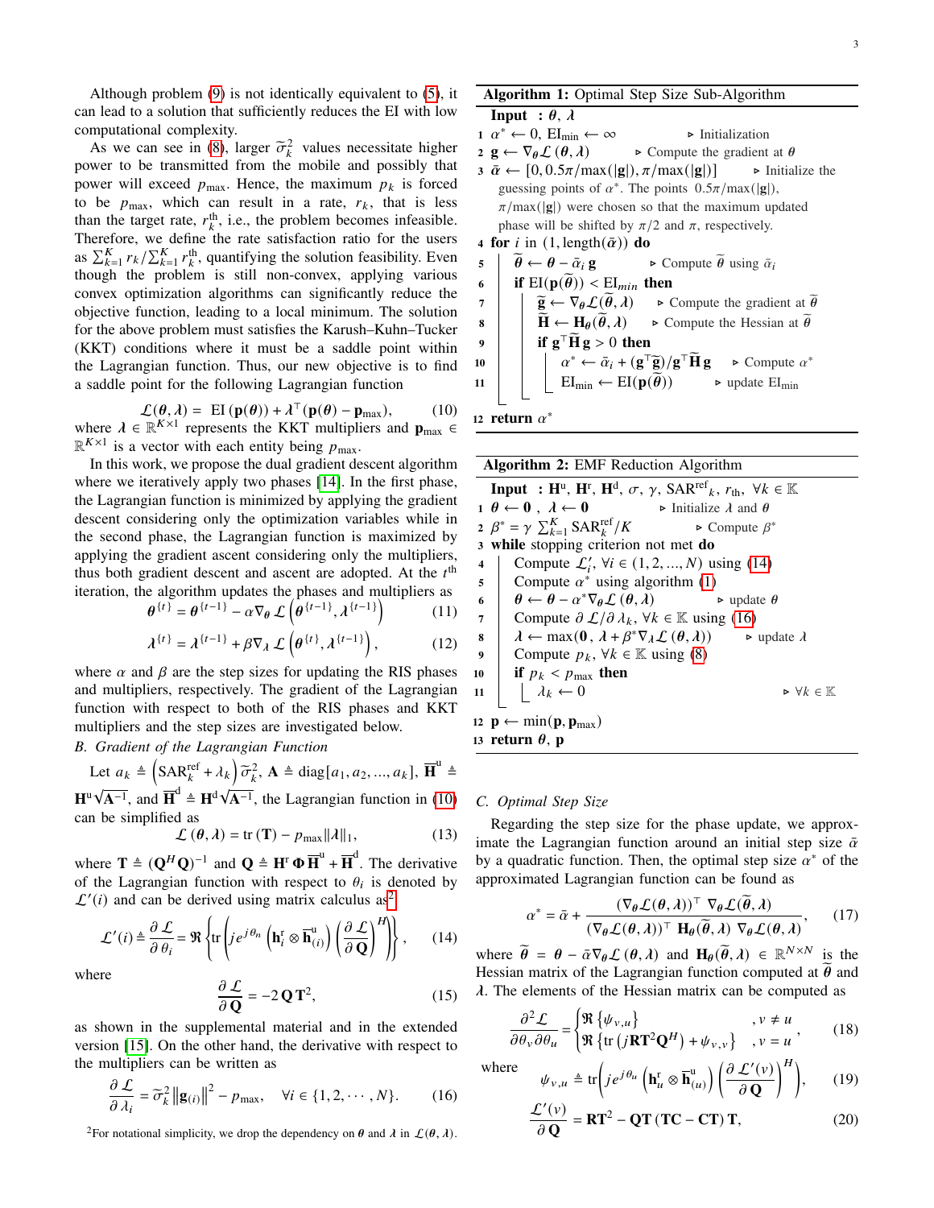Although problem (9) is not identically equivalent to (5), it can lead to a solution that sufficiently reduces the EI with low computational complexity.

As we can see in (8), larger $\widetilde{\sigma}_k^2$ values necessitate higher power to be transmitted from the mobile and possibly that power will exceed $p_{\max}$. Hence, the maximum $p_k$ is forced to be $p_{\max}$, which can result in a rate, $r_k$, that is less than the target rate, $r_k^{\text{th}}$, i.e., the problem becomes infeasible. Therefore, we define the rate satisfaction ratio for the users as $\sum_{k=1}^{K} r_k / \sum_{k=1}^{K} r_k^{\text{th}}$, quantifying the solution feasibility. Even though the problem is still non-convex, applying various convex optimization algorithms can significantly reduce the objective function, leading to a local minimum. The solution for the above problem must satisfies the Karush–Kuhn–Tucker (KKT) conditions where it must be a saddle point within the Lagrangian function. Thus, our new objective is to find a saddle point for the following Lagrangian function

$$\mathcal{L}(\boldsymbol{\theta}, \boldsymbol{\lambda}) = \text{ EI}\left(\mathbf{p}(\boldsymbol{\theta})\right) + \boldsymbol{\lambda}^\top (\mathbf{p}(\boldsymbol{\theta}) - \mathbf{p}_{\max}), \tag{10}$$

where $\boldsymbol{\lambda} \in \mathbb{R}^{K\times 1}$ represents the KKT multipliers and $\mathbf{p}_{\max} \in \mathbb{R}^{K\times 1}$ is a vector with each entity being $p_{\max}$.

In this work, we propose the dual gradient descent algorithm where we iteratively apply two phases [14]. In the first phase, the Lagrangian function is minimized by applying the gradient descent considering only the optimization variables while in the second phase, the Lagrangian function is maximized by applying the gradient ascent considering only the multipliers, thus both gradient descent and ascent are adopted. At the $t^{\text{th}}$ iteration, the algorithm updates the phases and multipliers as

$$\boldsymbol{\theta}^{\{t\}} = \boldsymbol{\theta}^{\{t-1\}} - \alpha \nabla_{\boldsymbol{\theta}}\, \mathcal{L}\left(\boldsymbol{\theta}^{\{t-1\}}, \boldsymbol{\lambda}^{\{t-1\}}\right) \tag{11}$$

$$\boldsymbol{\lambda}^{\{t\}} = \boldsymbol{\lambda}^{\{t-1\}} + \beta \nabla_{\boldsymbol{\lambda}}\, \mathcal{L}\left(\boldsymbol{\theta}^{\{t\}}, \boldsymbol{\lambda}^{\{t-1\}}\right), \tag{12}$$

where $\alpha$ and $\beta$ are the step sizes for updating the RIS phases and multipliers, respectively. The gradient of the Lagrangian function with respect to both of the RIS phases and KKT multipliers and the step sizes are investigated below.

### B. Gradient of the Lagrangian Function

Let $a_k \triangleq \left(\text{SAR}_k^{\text{ref}} + \lambda_k\right)\widetilde{\sigma}_k^2$, $\mathbf{A} \triangleq \text{diag}[a_1, a_2, ..., a_k]$, $\overline{\mathbf{H}}^{\text{u}} \triangleq \mathbf{H}^{\text{u}}\sqrt{\mathbf{A}^{-1}}$, and $\overline{\mathbf{H}}^{\text{d}} \triangleq \mathbf{H}^{\text{d}}\sqrt{\mathbf{A}^{-1}}$, the Lagrangian function in (10) can be simplified as

$$\mathcal{L}\left(\boldsymbol{\theta}, \boldsymbol{\lambda}\right) = \text{tr}\left(\mathbf{T}\right) - p_{\max}\|\boldsymbol{\lambda}\|_1, \tag{13}$$

where $\mathbf{T} \triangleq (\mathbf{Q}^H\mathbf{Q})^{-1}$ and $\mathbf{Q} \triangleq \mathbf{H}^{\text{r}}\,\boldsymbol{\Phi}\,\overline{\mathbf{H}}^{\text{u}} + \overline{\mathbf{H}}^{\text{d}}$. The derivative of the Lagrangian function with respect to $\theta_i$ is denoted by $\mathcal{L}'(i)$ and can be derived using matrix calculus as[2]

$$\mathcal{L}'(i) \triangleq \frac{\partial\, \mathcal{L}}{\partial\, \theta_i} = \Re\left\{\text{tr}\left(je^{j\theta_n}\left(\mathbf{h}_i^{\text{r}} \otimes \overline{\mathbf{h}}_{(i)}^{\text{u}}\right)\left(\frac{\partial\, \mathcal{L}}{\partial\, \mathbf{Q}}\right)^H\right)\right\}, \tag{14}$$

where

$$\frac{\partial\, \mathcal{L}}{\partial\, \mathbf{Q}} = -2\,\mathbf{Q}\,\mathbf{T}^2, \tag{15}$$

as shown in the supplemental material and in the extended version [15]. On the other hand, the derivative with respect to the multipliers can be written as

$$\frac{\partial\, \mathcal{L}}{\partial\, \lambda_i} = \widetilde{\sigma}_k^2\left\|\mathbf{g}_{(i)}\right\|^2 - p_{\max}, \quad \forall i \in \{1, 2, \cdots, N\}. \tag{16}$$

[2]For notational simplicity, we drop the dependency on $\boldsymbol{\theta}$ and $\boldsymbol{\lambda}$ in $\mathcal{L}(\boldsymbol{\theta}, \boldsymbol{\lambda})$.

---

**Algorithm 1:** Optimal Step Size Sub-Algorithm

```
Input : θ, λ
1  α* ← 0, EI_min ← ∞                        ▷ Initialization
2  g ← ∇_θ L(θ, λ)                            ▷ Compute the gradient at θ
3  ᾱ ← [0, 0.5π/max(|g|), π/max(|g|)]         ▷ Initialize the
     guessing points of α*. The points 0.5π/max(|g|),
     π/max(|g|) were chosen so that the maximum updated
     phase will be shifted by π/2 and π, respectively.
4  for i in (1, length(ᾱ)) do
5      θ̃ ← θ − ᾱ_i g                          ▷ Compute θ̃ using ᾱ_i
6      if EI(p(θ̃)) < EI_min then
7          g̃ ← ∇_θ L(θ̃, λ)                    ▷ Compute the gradient at θ̃
8          H̃ ← H_θ(θ̃, λ)                      ▷ Compute the Hessian at θ̃
9          if gᵀ H̃ g > 0 then
10             α* ← ᾱ_i + (gᵀ g̃)/gᵀ H̃ g       ▷ Compute α*
11             EI_min ← EI(p(θ̃))              ▷ update EI_min
12 return α*
```

**Algorithm 2:** EMF Reduction Algorithm

```
Input : H^u, H^r, H^d, σ, γ, SAR^ref_k, r_th, ∀k ∈ 𝕂
1  θ ← 0 , λ ← 0                              ▷ Initialize λ and θ
2  β* = γ Σ_{k=1}^K SAR^ref_k / K             ▷ Compute β*
3  while stopping criterion not met do
4      Compute L'_i, ∀i ∈ (1, 2, ..., N) using (14)
5      Compute α* using algorithm (1)
6      θ ← θ − α* ∇_θ L(θ, λ)                 ▷ update θ
7      Compute ∂L/∂λ_k, ∀k ∈ 𝕂 using (16)
8      λ ← max(0 , λ + β* ∇_λ L(θ, λ))        ▷ update λ
9      Compute p_k, ∀k ∈ 𝕂 using (8)
10     if p_k < p_max then
11         λ_k ← 0                            ▷ ∀k ∈ 𝕂
12 p ← min(p, p_max)
13 return θ, p
```

### C. Optimal Step Size

Regarding the step size for the phase update, we approximate the Lagrangian function around an initial step size $\bar{\alpha}$ by a quadratic function. Then, the optimal step size $\alpha^*$ of the approximated Lagrangian function can be found as

$$\alpha^* = \bar{\alpha} + \frac{(\nabla_{\boldsymbol{\theta}}\mathcal{L}(\boldsymbol{\theta}, \boldsymbol{\lambda}))^\top\, \nabla_{\boldsymbol{\theta}}\mathcal{L}(\widetilde{\boldsymbol{\theta}}, \boldsymbol{\lambda})}{(\nabla_{\boldsymbol{\theta}}\mathcal{L}(\boldsymbol{\theta}, \boldsymbol{\lambda}))^\top\, \mathbf{H}_{\boldsymbol{\theta}}(\widetilde{\boldsymbol{\theta}}, \boldsymbol{\lambda})\ \nabla_{\boldsymbol{\theta}}\mathcal{L}(\boldsymbol{\theta}, \boldsymbol{\lambda})}, \tag{17}$$

where $\widetilde{\boldsymbol{\theta}} = \boldsymbol{\theta} - \bar{\alpha}\nabla_{\boldsymbol{\theta}}\mathcal{L}\left(\boldsymbol{\theta}, \boldsymbol{\lambda}\right)$ and $\mathbf{H}_{\boldsymbol{\theta}}(\widetilde{\boldsymbol{\theta}}, \boldsymbol{\lambda}) \in \mathbb{R}^{N\times N}$ is the Hessian matrix of the Lagrangian function computed at $\widetilde{\boldsymbol{\theta}}$ and $\boldsymbol{\lambda}$. The elements of the Hessian matrix can be computed as

$$\frac{\partial^2 \mathcal{L}}{\partial\theta_v\partial\theta_u} = \begin{cases} \Re\left\{\psi_{v,u}\right\} & , v \neq u \\ \Re\left\{\text{tr}\left(j\mathbf{R}\mathbf{T}^2\mathbf{Q}^H\right) + \psi_{v,v}\right\} & , v = u \end{cases}, \tag{18}$$

where

$$\psi_{v,u} \triangleq \text{tr}\left(je^{j\theta_u}\left(\mathbf{h}_u^{\text{r}} \otimes \overline{\mathbf{h}}_{(u)}^{\text{u}}\right)\left(\frac{\partial\, \mathcal{L}'(v)}{\partial\, \mathbf{Q}}\right)^H\right), \tag{19}$$

$$\frac{\mathcal{L}'(v)}{\partial\, \mathbf{Q}} = \mathbf{R}\mathbf{T}^2 - \mathbf{Q}\mathbf{T}\left(\mathbf{T}\mathbf{C} - \mathbf{C}\mathbf{T}\right)\mathbf{T}, \tag{20}$$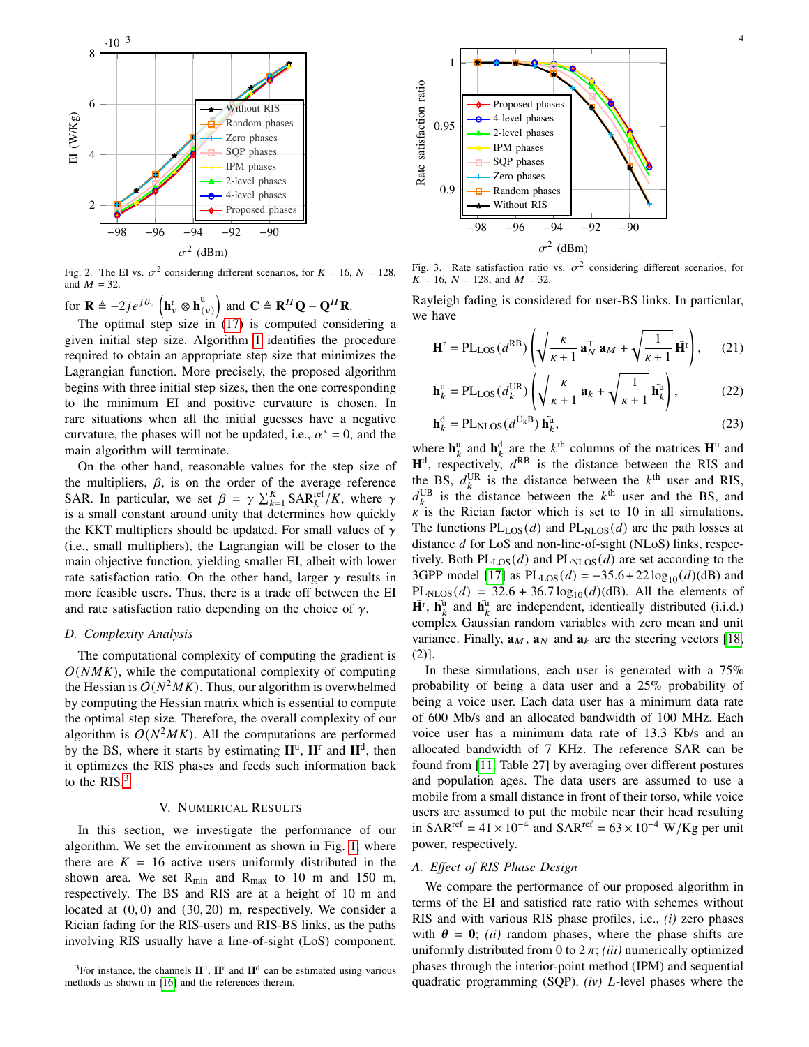Fig. 2. The EI vs. $\sigma^2$ considering different scenarios, for $K = 16$, $N = 128$, and $M = 32$.

Fig. 3. Rate satisfaction ratio vs. $\sigma^2$ considering different scenarios, for $K = 16$, $N = 128$, and $M = 32$.

for $\mathbf{R} \triangleq -2je^{j\theta_v}\left(\mathbf{h}_v^{\mathrm{r}} \otimes \bar{\mathbf{h}}_{(v)}^{\mathrm{u}}\right)$ and $\mathbf{C} \triangleq \mathbf{R}^H\mathbf{Q} - \mathbf{Q}^H\mathbf{R}$.

The optimal step size in (17) is computed considering a given initial step size. Algorithm 1 identifies the procedure required to obtain an appropriate step size that minimizes the Lagrangian function. More precisely, the proposed algorithm begins with three initial step sizes, then the one corresponding to the minimum EI and positive curvature is chosen. In rare situations when all the initial guesses have a negative curvature, the phases will not be updated, i.e., $\alpha^* = 0$, and the main algorithm will terminate.

On the other hand, reasonable values for the step size of the multipliers, $\beta$, is on the order of the average reference SAR. In particular, we set $\beta = \gamma \sum_{k=1}^{K} \mathrm{SAR}_k^{\mathrm{ref}}/K$, where $\gamma$ is a small constant around unity that determines how quickly the KKT multipliers should be updated. For small values of $\gamma$ (i.e., small multipliers), the Lagrangian will be closer to the main objective function, yielding smaller EI, albeit with lower rate satisfaction ratio. On the other hand, larger $\gamma$ results in more feasible users. Thus, there is a trade off between the EI and rate satisfaction ratio depending on the choice of $\gamma$.

### D. Complexity Analysis

The computational complexity of computing the gradient is $O(NMK)$, while the computational complexity of computing the Hessian is $O(N^2MK)$. Thus, our algorithm is overwhelmed by computing the Hessian matrix which is essential to compute the optimal step size. Therefore, the overall complexity of our algorithm is $O(N^2MK)$. All the computations are performed by the BS, where it starts by estimating $\mathbf{H}^{\mathrm{u}}$, $\mathbf{H}^{\mathrm{r}}$ and $\mathbf{H}^{\mathrm{d}}$, then it optimizes the RIS phases and feeds such information back to the RIS.[3]

## V. Numerical Results

In this section, we investigate the performance of our algorithm. We set the environment as shown in Fig. 1, where there are $K = 16$ active users uniformly distributed in the shown area. We set $\mathrm{R}_{\min}$ and $\mathrm{R}_{\max}$ to 10 m and 150 m, respectively. The BS and RIS are at a height of 10 m and located at $(0, 0)$ and $(30, 20)$ m, respectively. We consider a Rician fading for the RIS-users and RIS-BS links, as the paths involving RIS usually have a line-of-sight (LoS) component. Rayleigh fading is considered for user-BS links. In particular, we have

$$\mathbf{H}^{\mathrm{r}} = \mathrm{PL}_{\mathrm{LOS}}(d^{\mathrm{RB}})\left(\sqrt{\frac{\kappa}{\kappa+1}}\,\mathbf{a}_N^\top\,\mathbf{a}_M + \sqrt{\frac{1}{\kappa+1}}\,\tilde{\mathbf{H}}^{\mathrm{r}}\right), \tag{21}$$

$$\mathbf{h}_k^{\mathrm{u}} = \mathrm{PL}_{\mathrm{LOS}}(d_k^{\mathrm{UR}})\left(\sqrt{\frac{\kappa}{\kappa+1}}\,\mathbf{a}_k + \sqrt{\frac{1}{\kappa+1}}\,\tilde{\mathbf{h}}_k^{\mathrm{u}}\right), \tag{22}$$

$$\mathbf{h}_k^{\mathrm{d}} = \mathrm{PL}_{\mathrm{NLOS}}(d^{\mathrm{U}_k\mathrm{B}})\,\tilde{\mathbf{h}}_k^{\mathrm{u}}, \tag{23}$$

where $\mathbf{h}_k^{\mathrm{u}}$ and $\mathbf{h}_k^{\mathrm{d}}$ are the $k^{\mathrm{th}}$ columns of the matrices $\mathbf{H}^{\mathrm{u}}$ and $\mathbf{H}^{\mathrm{d}}$, respectively, $d^{\mathrm{RB}}$ is the distance between the RIS and the BS, $d_k^{\mathrm{UR}}$ is the distance between the $k^{\mathrm{th}}$ user and RIS, $d_k^{\mathrm{UB}}$ is the distance between the $k^{\mathrm{th}}$ user and the BS, and $\kappa$ is the Rician factor which is set to 10 in all simulations. The functions $\mathrm{PL}_{\mathrm{LOS}}(d)$ and $\mathrm{PL}_{\mathrm{NLOS}}(d)$ are the path losses at distance $d$ for LoS and non-line-of-sight (NLoS) links, respectively. Both $\mathrm{PL}_{\mathrm{LOS}}(d)$ and $\mathrm{PL}_{\mathrm{NLOS}}(d)$ are set according to the 3GPP model [17] as $\mathrm{PL}_{\mathrm{LOS}}(d) = -35.6 + 22\log_{10}(d)(\mathrm{dB})$ and $\mathrm{PL}_{\mathrm{NLOS}}(d) = 32.6 + 36.7\log_{10}(d)(\mathrm{dB})$. All the elements of $\tilde{\mathbf{H}}^{\mathrm{r}}$, $\tilde{\mathbf{h}}_k^{\mathrm{u}}$ and $\tilde{\mathbf{h}}_k^{\mathrm{u}}$ are independent, identically distributed (i.i.d.) complex Gaussian random variables with zero mean and unit variance. Finally, $\mathbf{a}_M$, $\mathbf{a}_N$ and $\mathbf{a}_k$ are the steering vectors [18, (2)].

In these simulations, each user is generated with a 75% probability of being a data user and a 25% probability of being a voice user. Each data user has a minimum data rate of 600 Mb/s and an allocated bandwidth of 100 MHz. Each voice user has a minimum data rate of 13.3 Kb/s and an allocated bandwidth of 7 KHz. The reference SAR can be found from [11, Table 27] by averaging over different postures and population ages. The data users are assumed to use a mobile from a small distance in front of their torso, while voice users are assumed to put the mobile near their head resulting in $\mathrm{SAR}^{\mathrm{ref}} = 41 \times 10^{-4}$ and $\mathrm{SAR}^{\mathrm{ref}} = 63 \times 10^{-4}$ W/Kg per unit power, respectively.

### A. Effect of RIS Phase Design

We compare the performance of our proposed algorithm in terms of the EI and satisfied rate ratio with schemes without RIS and with various RIS phase profiles, i.e., *(i)* zero phases with $\boldsymbol{\theta} = \mathbf{0}$; *(ii)* random phases, where the phase shifts are uniformly distributed from 0 to $2\pi$; *(iii)* numerically optimized phases through the interior-point method (IPM) and sequential quadratic programming (SQP). *(iv)* $L$-level phases where the

[3] For instance, the channels $\mathbf{H}^{\mathrm{u}}$, $\mathbf{H}^{\mathrm{r}}$ and $\mathbf{H}^{\mathrm{d}}$ can be estimated using various methods as shown in [16] and the references therein.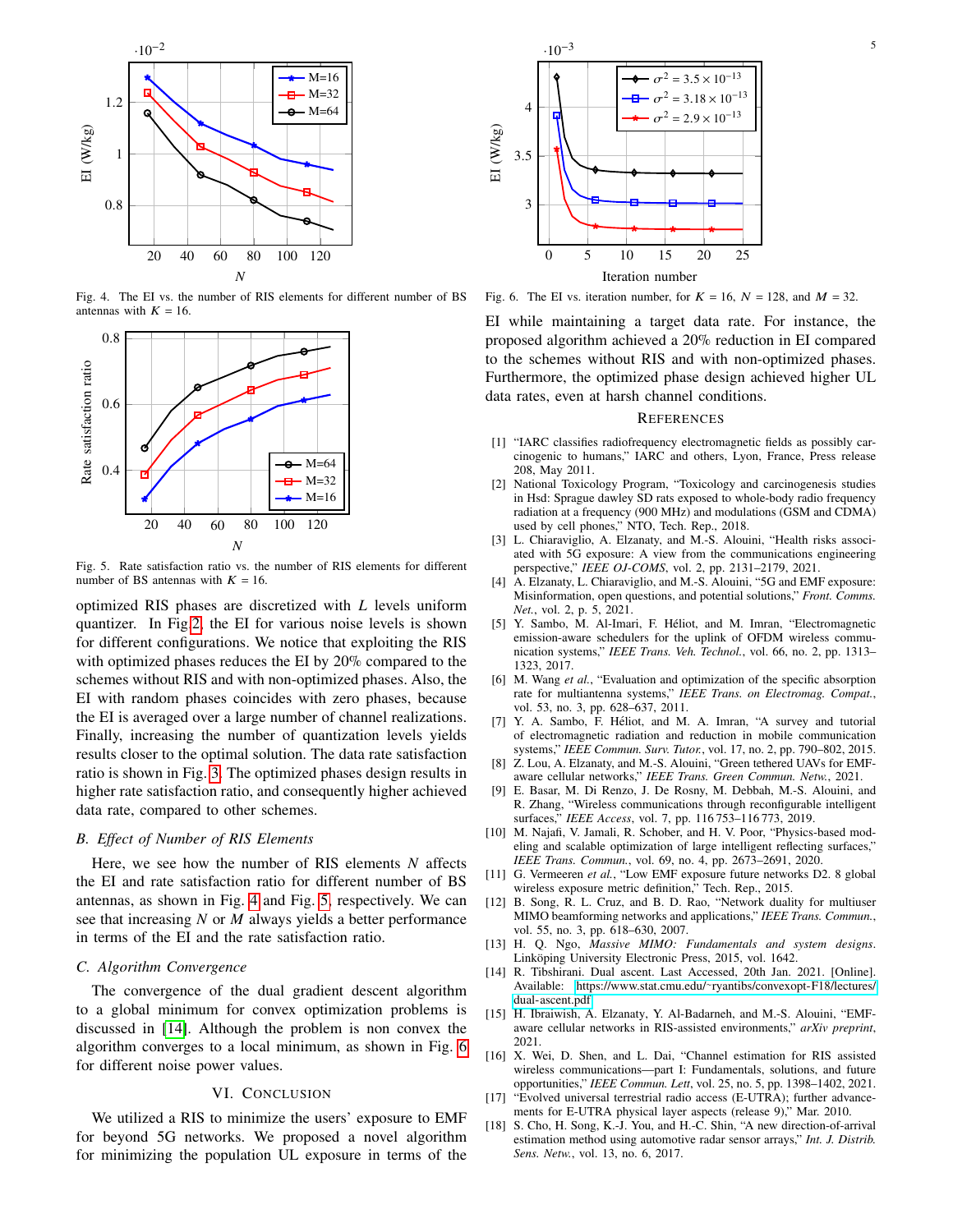$\cdot 10^{-2}$

EI (W/kg)

1.2

1

0.8

20 40 60 80 100 120

$N$

M=16

M=32

M=64

Fig. 4. The EI vs. the number of RIS elements for different number of BS antennas with $K = 16$.

Rate satisfaction ratio

0.8

0.6

0.4

20 40 60 80 100 120

$N$

M=64

M=32

M=16

Fig. 5. Rate satisfaction ratio vs. the number of RIS elements for different number of BS antennas with $K = 16$.

optimized RIS phases are discretized with $L$ levels uniform quantizer. In Fig 2, the EI for various noise levels is shown for different configurations. We notice that exploiting the RIS with optimized phases reduces the EI by 20% compared to the schemes without RIS and with non-optimized phases. Also, the EI with random phases coincides with zero phases, because the EI is averaged over a large number of channel realizations. Finally, increasing the number of quantization levels yields results closer to the optimal solution. The data rate satisfaction ratio is shown in Fig. 3. The optimized phases design results in higher rate satisfaction ratio, and consequently higher achieved data rate, compared to other schemes.

### B. Effect of Number of RIS Elements

Here, we see how the number of RIS elements $N$ affects the EI and rate satisfaction ratio for different number of BS antennas, as shown in Fig. 4 and Fig. 5, respectively. We can see that increasing $N$ or $M$ always yields a better performance in terms of the EI and the rate satisfaction ratio.

### C. Algorithm Convergence

The convergence of the dual gradient descent algorithm to a global minimum for convex optimization problems is discussed in [14]. Although the problem is non convex the algorithm converges to a local minimum, as shown in Fig. 6 for different noise power values.

## VI. Conclusion

We utilized a RIS to minimize the users' exposure to EMF for beyond 5G networks. We proposed a novel algorithm for minimizing the population UL exposure in terms of the EI while maintaining a target data rate. For instance, the proposed algorithm achieved a 20% reduction in EI compared to the schemes without RIS and with non-optimized phases. Furthermore, the optimized phase design achieved higher UL data rates, even at harsh channel conditions.

$\cdot 10^{-3}$

EI (W/kg)

4

3.5

3

0 5 10 15 20 25

Iteration number

$\sigma^2 = 3.5 \times 10^{-13}$

$\sigma^2 = 3.18 \times 10^{-13}$

$\sigma^2 = 2.9 \times 10^{-13}$

Fig. 6. The EI vs. iteration number, for $K = 16$, $N = 128$, and $M = 32$.

## References

[1] "IARC classifies radiofrequency electromagnetic fields as possibly carcinogenic to humans," IARC and others, Lyon, France, Press release 208, May 2011.

[2] National Toxicology Program, "Toxicology and carcinogenesis studies in Hsd: Sprague dawley SD rats exposed to whole-body radio frequency radiation at a frequency (900 MHz) and modulations (GSM and CDMA) used by cell phones," NTO, Tech. Rep., 2018.

[3] L. Chiaraviglio, A. Elzanaty, and M.-S. Alouini, "Health risks associated with 5G exposure: A view from the communications engineering perspective," *IEEE OJ-COMS*, vol. 2, pp. 2131–2179, 2021.

[4] A. Elzanaty, L. Chiaraviglio, and M.-S. Alouini, "5G and EMF exposure: Misinformation, open questions, and potential solutions," *Front. Comms. Net.*, vol. 2, p. 5, 2021.

[5] Y. Sambo, M. Al-Imari, F. Héliot, and M. Imran, "Electromagnetic emission-aware schedulers for the uplink of OFDM wireless communication systems," *IEEE Trans. Veh. Technol.*, vol. 66, no. 2, pp. 1313–1323, 2017.

[6] M. Wang *et al.*, "Evaluation and optimization of the specific absorption rate for multiantenna systems," *IEEE Trans. on Electromag. Compat.*, vol. 53, no. 3, pp. 628–637, 2011.

[7] Y. A. Sambo, F. Héliot, and M. A. Imran, "A survey and tutorial of electromagnetic radiation and reduction in mobile communication systems," *IEEE Commun. Surv. Tutor.*, vol. 17, no. 2, pp. 790–802, 2015.

[8] Z. Lou, A. Elzanaty, and M.-S. Alouini, "Green tethered UAVs for EMF-aware cellular networks," *IEEE Trans. Green Commun. Netw.*, 2021.

[9] E. Basar, M. Di Renzo, J. De Rosny, M. Debbah, M.-S. Alouini, and R. Zhang, "Wireless communications through reconfigurable intelligent surfaces," *IEEE Access*, vol. 7, pp. 116 753–116 773, 2019.

[10] M. Najafi, V. Jamali, R. Schober, and H. V. Poor, "Physics-based modeling and scalable optimization of large intelligent reflecting surfaces," *IEEE Trans. Commun.*, vol. 69, no. 4, pp. 2673–2691, 2020.

[11] G. Vermeeren *et al.*, "Low EMF exposure future networks D2. 8 global wireless exposure metric definition," Tech. Rep., 2015.

[12] B. Song, R. L. Cruz, and B. D. Rao, "Network duality for multiuser MIMO beamforming networks and applications," *IEEE Trans. Commun.*, vol. 55, no. 3, pp. 618–630, 2007.

[13] H. Q. Ngo, *Massive MIMO: Fundamentals and system designs*. Linköping University Electronic Press, 2015, vol. 1642.

[14] R. Tibshirani. Dual ascent. Last Accessed, 20th Jan. 2021. [Online]. Available: https://www.stat.cmu.edu/~ryantibs/convexopt-F18/lectures/dual-ascent.pdf

[15] H. Ibraiwish, A. Elzanaty, Y. Al-Badarneh, and M.-S. Alouini, "EMF-aware cellular networks in RIS-assisted environments," *arXiv preprint*, 2021.

[16] X. Wei, D. Shen, and L. Dai, "Channel estimation for RIS assisted wireless communications—part I: Fundamentals, solutions, and future opportunities," *IEEE Commun. Lett*, vol. 25, no. 5, pp. 1398–1402, 2021.

[17] "Evolved universal terrestrial radio access (E-UTRA); further advancements for E-UTRA physical layer aspects (release 9)," Mar. 2010.

[18] S. Cho, H. Song, K.-J. You, and H.-C. Shin, "A new direction-of-arrival estimation method using automotive radar sensor arrays," *Int. J. Distrib. Sens. Netw.*, vol. 13, no. 6, 2017.